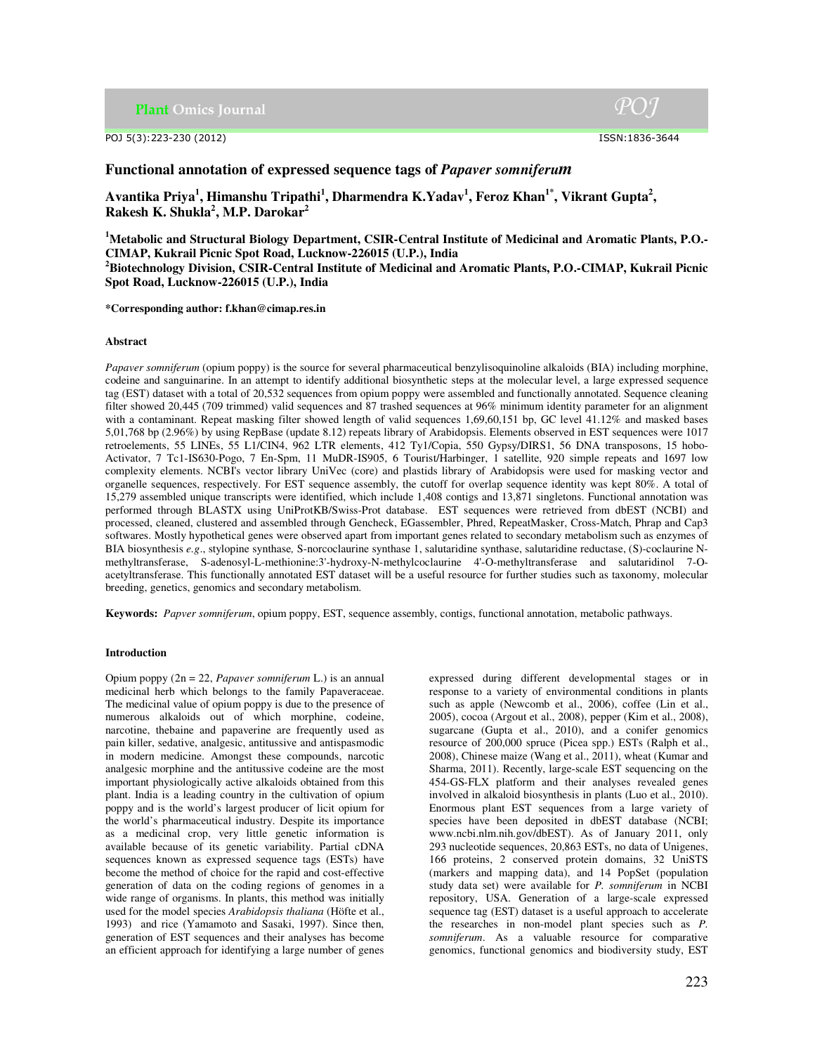# Functional annotation of expressed sequence tags of *Papaver somniferum*

**Avantika Priya[1], Himanshu Tripathi[1], Dharmendra K.Yadav[1], Feroz Khan[1*], Vikrant Gupta[2], Rakesh K. Shukla[2], M.P. Darokar[2]**

**[1]Metabolic and Structural Biology Department, CSIR-Central Institute of Medicinal and Aromatic Plants, P.O.-CIMAP, Kukrail Picnic Spot Road, Lucknow-226015 (U.P.), India**
**[2]Biotechnology Division, CSIR-Central Institute of Medicinal and Aromatic Plants, P.O.-CIMAP, Kukrail Picnic Spot Road, Lucknow-226015 (U.P.), India**

**\*Corresponding author: f.khan@cimap.res.in**

### Abstract

*Papaver somniferum* (opium poppy) is the source for several pharmaceutical benzylisoquinoline alkaloids (BIA) including morphine, codeine and sanguinarine. In an attempt to identify additional biosynthetic steps at the molecular level, a large expressed sequence tag (EST) dataset with a total of 20,532 sequences from opium poppy were assembled and functionally annotated. Sequence cleaning filter showed 20,445 (709 trimmed) valid sequences and 87 trashed sequences at 96% minimum identity parameter for an alignment with a contaminant. Repeat masking filter showed length of valid sequences 1,69,60,151 bp, GC level 41.12% and masked bases 5,01,768 bp (2.96%) by using RepBase (update 8.12) repeats library of Arabidopsis. Elements observed in EST sequences were 1017 retroelements, 55 LINEs, 55 L1/CIN4, 962 LTR elements, 412 Ty1/Copia, 550 Gypsy/DIRS1, 56 DNA transposons, 15 hobo-Activator, 7 Tc1-IS630-Pogo, 7 En-Spm, 11 MuDR-IS905, 6 Tourist/Harbinger, 1 satellite, 920 simple repeats and 1697 low complexity elements. NCBI's vector library UniVec (core) and plastids library of Arabidopsis were used for masking vector and organelle sequences, respectively. For EST sequence assembly, the cutoff for overlap sequence identity was kept 80%. A total of 15,279 assembled unique transcripts were identified, which include 1,408 contigs and 13,871 singletons. Functional annotation was performed through BLASTX using UniProtKB/Swiss-Prot database. EST sequences were retrieved from dbEST (NCBI) and processed, cleaned, clustered and assembled through Gencheck, EGassembler, Phred, RepeatMasker, Cross-Match, Phrap and Cap3 softwares. Mostly hypothetical genes were observed apart from important genes related to secondary metabolism such as enzymes of BIA biosynthesis *e.g*., stylopine synthase*,* S-norcoclaurine synthase 1, salutaridine synthase, salutaridine reductase, (S)-coclaurine N-methyltransferase, S-adenosyl-L-methionine:3'-hydroxy-N-methylcoclaurine 4'-O-methyltransferase and salutaridinol 7-O-acetyltransferase. This functionally annotated EST dataset will be a useful resource for further studies such as taxonomy, molecular breeding, genetics, genomics and secondary metabolism.

**Keywords:** *Papver somniferum*, opium poppy, EST, sequence assembly, contigs, functional annotation, metabolic pathways.

### Introduction

Opium poppy (2n = 22, *Papaver somniferum* L.) is an annual medicinal herb which belongs to the family Papaveraceae. The medicinal value of opium poppy is due to the presence of numerous alkaloids out of which morphine, codeine, narcotine, thebaine and papaverine are frequently used as pain killer, sedative, analgesic, antitussive and antispasmodic in modern medicine. Amongst these compounds, narcotic analgesic morphine and the antitussive codeine are the most important physiologically active alkaloids obtained from this plant. India is a leading country in the cultivation of opium poppy and is the world's largest producer of licit opium for the world's pharmaceutical industry. Despite its importance as a medicinal crop, very little genetic information is available because of its genetic variability. Partial cDNA sequences known as expressed sequence tags (ESTs) have become the method of choice for the rapid and cost-effective generation of data on the coding regions of genomes in a wide range of organisms. In plants, this method was initially used for the model species *Arabidopsis thaliana* (Höfte et al., 1993) and rice (Yamamoto and Sasaki, 1997). Since then, generation of EST sequences and their analyses has become an efficient approach for identifying a large number of genes expressed during different developmental stages or in response to a variety of environmental conditions in plants such as apple (Newcomb et al., 2006), coffee (Lin et al., 2005), cocoa (Argout et al., 2008), pepper (Kim et al., 2008), sugarcane (Gupta et al., 2010), and a conifer genomics resource of 200,000 spruce (Picea spp.) ESTs (Ralph et al., 2008), Chinese maize (Wang et al., 2011), wheat (Kumar and Sharma, 2011). Recently, large-scale EST sequencing on the 454-GS-FLX platform and their analyses revealed genes involved in alkaloid biosynthesis in plants (Luo et al., 2010). Enormous plant EST sequences from a large variety of species have been deposited in dbEST database (NCBI; www.ncbi.nlm.nih.gov/dbEST). As of January 2011, only 293 nucleotide sequences, 20,863 ESTs, no data of Unigenes, 166 proteins, 2 conserved protein domains, 32 UniSTS (markers and mapping data), and 14 PopSet (population study data set) were available for *P. somniferum* in NCBI repository, USA. Generation of a large-scale expressed sequence tag (EST) dataset is a useful approach to accelerate the researches in non-model plant species such as *P. somniferum*. As a valuable resource for comparative genomics, functional genomics and biodiversity study, EST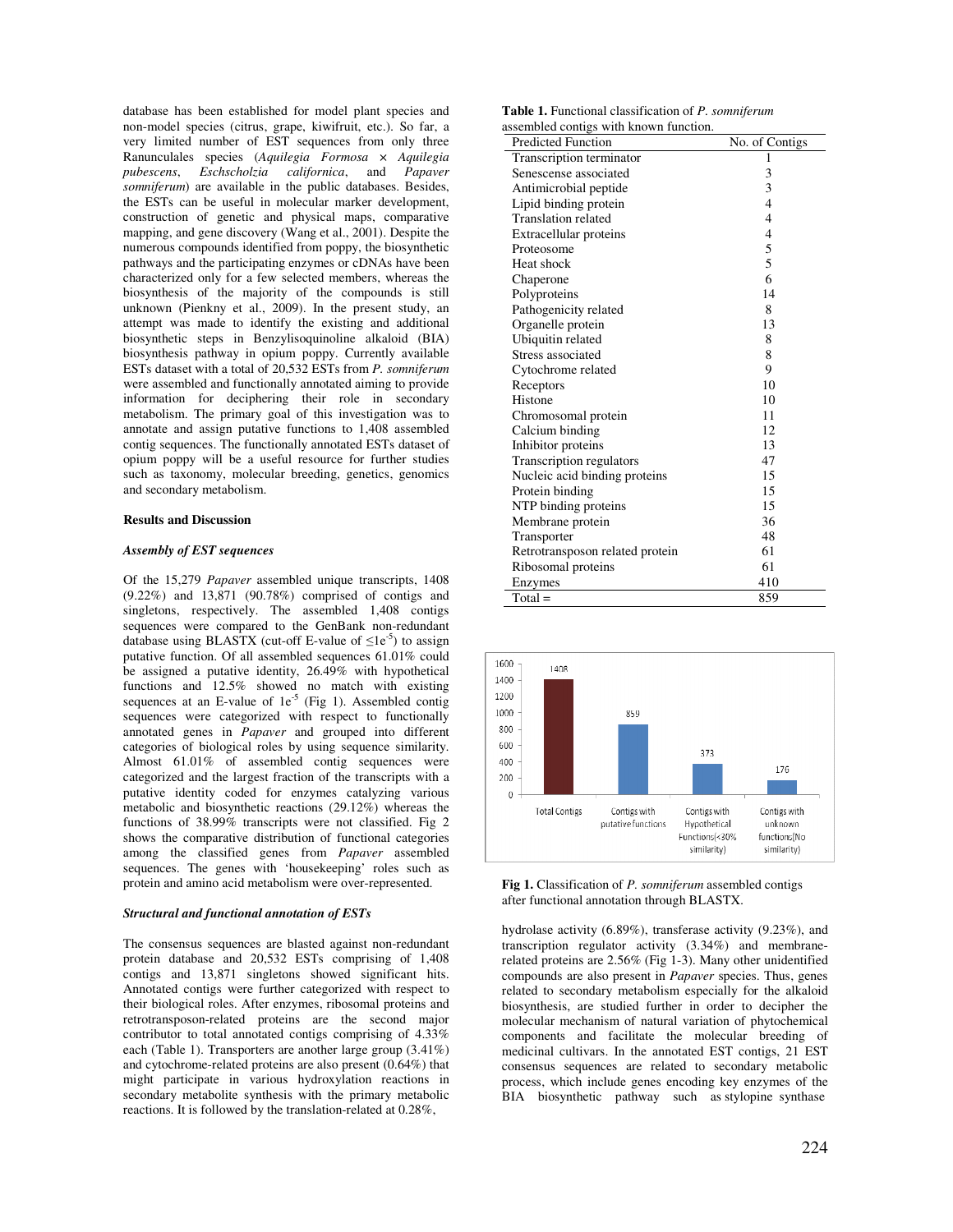database has been established for model plant species and non-model species (citrus, grape, kiwifruit, etc.). So far, a very limited number of EST sequences from only three Ranunculales species (*Aquilegia Formosa* × *Aquilegia pubescens*, *Eschscholzia californica*, and *Papaver somniferum*) are available in the public databases. Besides, the ESTs can be useful in molecular marker development, construction of genetic and physical maps, comparative mapping, and gene discovery (Wang et al., 2001). Despite the numerous compounds identified from poppy, the biosynthetic pathways and the participating enzymes or cDNAs have been characterized only for a few selected members, whereas the biosynthesis of the majority of the compounds is still unknown (Pienkny et al., 2009). In the present study, an attempt was made to identify the existing and additional biosynthetic steps in Benzylisoquinoline alkaloid (BIA) biosynthesis pathway in opium poppy. Currently available ESTs dataset with a total of 20,532 ESTs from *P. somniferum* were assembled and functionally annotated aiming to provide information for deciphering their role in secondary metabolism. The primary goal of this investigation was to annotate and assign putative functions to 1,408 assembled contig sequences. The functionally annotated ESTs dataset of opium poppy will be a useful resource for further studies such as taxonomy, molecular breeding, genetics, genomics and secondary metabolism.

## Results and Discussion

### *Assembly of EST sequences*

Of the 15,279 *Papaver* assembled unique transcripts, 1408 (9.22%) and 13,871 (90.78%) comprised of contigs and singletons, respectively. The assembled 1,408 contigs sequences were compared to the GenBank non-redundant database using BLASTX (cut-off E-value of $\leq 1e^{-5}$) to assign putative function. Of all assembled sequences 61.01% could be assigned a putative identity, 26.49% with hypothetical functions and 12.5% showed no match with existing sequences at an E-value of $1e^{-5}$ (Fig 1). Assembled contig sequences were categorized with respect to functionally annotated genes in *Papaver* and grouped into different categories of biological roles by using sequence similarity. Almost 61.01% of assembled contig sequences were categorized and the largest fraction of the transcripts with a putative identity coded for enzymes catalyzing various metabolic and biosynthetic reactions (29.12%) whereas the functions of 38.99% transcripts were not classified. Fig 2 shows the comparative distribution of functional categories among the classified genes from *Papaver* assembled sequences. The genes with 'housekeeping' roles such as protein and amino acid metabolism were over-represented.

### *Structural and functional annotation of ESTs*

The consensus sequences are blasted against non-redundant protein database and 20,532 ESTs comprising of 1,408 contigs and 13,871 singletons showed significant hits. Annotated contigs were further categorized with respect to their biological roles. After enzymes, ribosomal proteins and retrotransposon-related proteins are the second major contributor to total annotated contigs comprising of 4.33% each (Table 1). Transporters are another large group (3.41%) and cytochrome-related proteins are also present (0.64%) that might participate in various hydroxylation reactions in secondary metabolite synthesis with the primary metabolic reactions. It is followed by the translation-related at 0.28%, hydrolase activity (6.89%), transferase activity (9.23%), and transcription regulator activity (3.34%) and membrane-related proteins are 2.56% (Fig 1-3). Many other unidentified compounds are also present in *Papaver* species. Thus, genes related to secondary metabolism especially for the alkaloid biosynthesis, are studied further in order to decipher the molecular mechanism of natural variation of phytochemical components and facilitate the molecular breeding of medicinal cultivars. In the annotated EST contigs, 21 EST consensus sequences are related to secondary metabolic process, which include genes encoding key enzymes of the BIA biosynthetic pathway such as stylopine synthase

**Table 1.** Functional classification of *P. somniferum* assembled contigs with known function.

| Predicted Function | No. of Contigs |
|---|---|
| Transcription terminator | 1 |
| Senescense associated | 3 |
| Antimicrobial peptide | 3 |
| Lipid binding protein | 4 |
| Translation related | 4 |
| Extracellular proteins | 4 |
| Proteosome | 5 |
| Heat shock | 5 |
| Chaperone | 6 |
| Polyproteins | 14 |
| Pathogenicity related | 8 |
| Organelle protein | 13 |
| Ubiquitin related | 8 |
| Stress associated | 8 |
| Cytochrome related | 9 |
| Receptors | 10 |
| Histone | 10 |
| Chromosomal protein | 11 |
| Calcium binding | 12 |
| Inhibitor proteins | 13 |
| Transcription regulators | 47 |
| Nucleic acid binding proteins | 15 |
| Protein binding | 15 |
| NTP binding proteins | 15 |
| Membrane protein | 36 |
| Transporter | 48 |
| Retrotransposon related protein | 61 |
| Ribosomal proteins | 61 |
| Enzymes | 410 |
| Total = | 859 |

| Category | Number |
|---|---|
| Total Contigs | 1408 |
| Contigs with putative functions | 859 |
| Contigs with Hypothetical Functions(<30% similarity) | 373 |
| Contigs with unknown functions(No similarity) | 176 |

**Fig 1.** Classification of *P. somniferum* assembled contigs after functional annotation through BLASTX.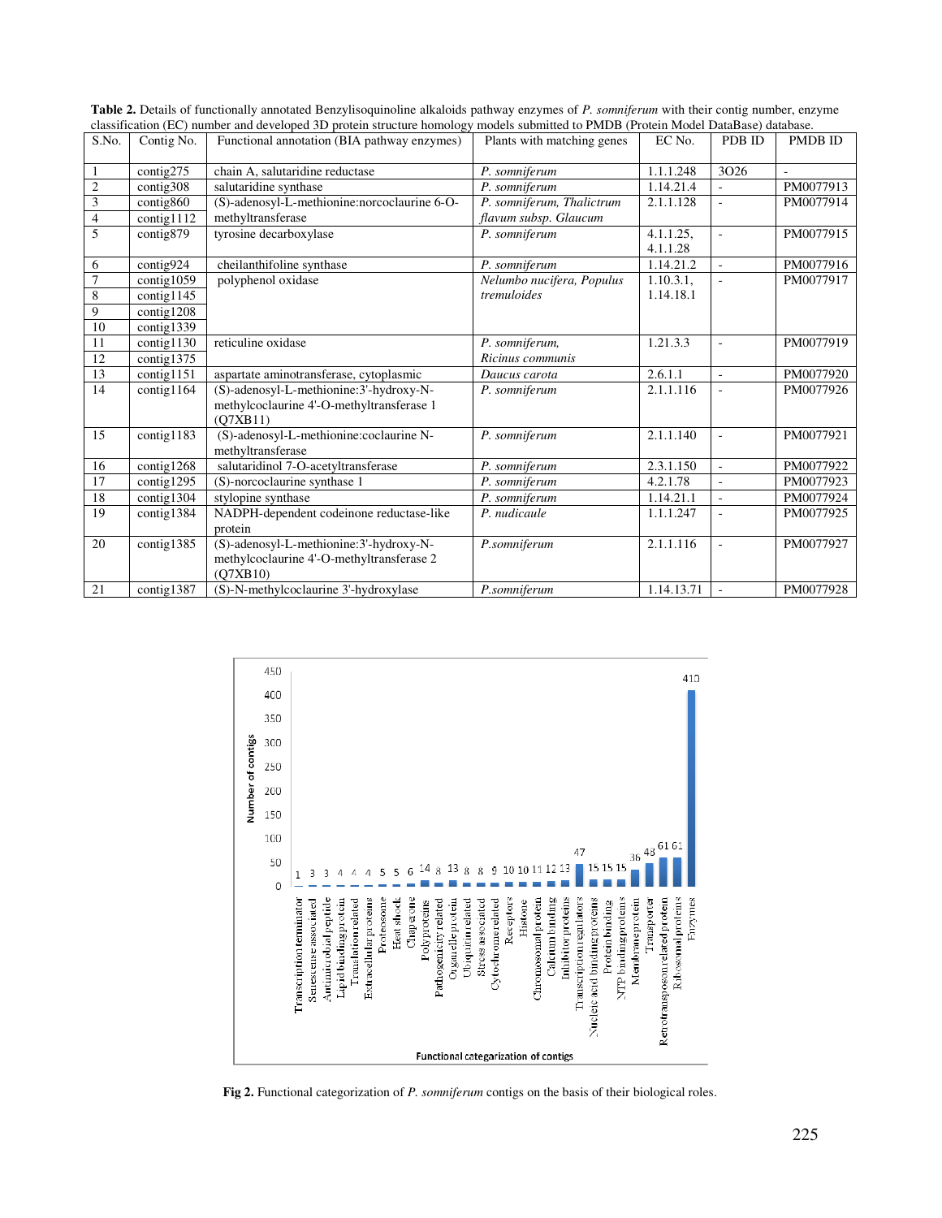**Table 2.** Details of functionally annotated Benzylisoquinoline alkaloids pathway enzymes of *P. somniferum* with their contig number, enzyme classification (EC) number and developed 3D protein structure homology models submitted to PMDB (Protein Model DataBase) database.

| S.No. | Contig No. | Functional annotation (BIA pathway enzymes) | Plants with matching genes | EC No. | PDB ID | PMDB ID |
|---|---|---|---|---|---|---|
| 1 | contig275 | chain A, salutaridine reductase | *P. somniferum* | 1.1.1.248 | 3O26 | - |
| 2 | contig308 | salutaridine synthase | *P. somniferum* | 1.14.21.4 | - | PM0077913 |
| 3 | contig860 | (S)-adenosyl-L-methionine:norcoclaurine 6-O-methyltransferase | *P. somniferum, Thalictrum flavum subsp. Glaucum* | 2.1.1.128 | - | PM0077914 |
| 4 | contig1112 | | | | | |
| 5 | contig879 | tyrosine decarboxylase | *P. somniferum* | 4.1.1.25, 4.1.1.28 | - | PM0077915 |
| 6 | contig924 | cheilanthifoline synthase | *P. somniferum* | 1.14.21.2 | - | PM0077916 |
| 7 | contig1059 | polyphenol oxidase | *Nelumbo nucifera, Populus tremuloides* | 1.10.3.1, 1.14.18.1 | - | PM0077917 |
| 8 | contig1145 | | | | | |
| 9 | contig1208 | | | | | |
| 10 | contig1339 | | | | | |
| 11 | contig1130 | reticuline oxidase | *P. somniferum, Ricinus communis* | 1.21.3.3 | - | PM0077919 |
| 12 | contig1375 | | | | | |
| 13 | contig1151 | aspartate aminotransferase, cytoplasmic | *Daucus carota* | 2.6.1.1 | - | PM0077920 |
| 14 | contig1164 | (S)-adenosyl-L-methionine:3'-hydroxy-N-methylcoclaurine 4'-O-methyltransferase 1 (Q7XB11) | *P. somniferum* | 2.1.1.116 | - | PM0077926 |
| 15 | contig1183 | (S)-adenosyl-L-methionine:coclaurine N-methyltransferase | *P. somniferum* | 2.1.1.140 | - | PM0077921 |
| 16 | contig1268 | salutaridinol 7-O-acetyltransferase | *P. somniferum* | 2.3.1.150 | - | PM0077922 |
| 17 | contig1295 | (S)-norcoclaurine synthase 1 | *P. somniferum* | 4.2.1.78 | - | PM0077923 |
| 18 | contig1304 | stylopine synthase | *P. somniferum* | 1.14.21.1 | - | PM0077924 |
| 19 | contig1384 | NADPH-dependent codeinone reductase-like protein | *P. nudicaule* | 1.1.1.247 | - | PM0077925 |
| 20 | contig1385 | (S)-adenosyl-L-methionine:3'-hydroxy-N-methylcoclaurine 4'-O-methyltransferase 2 (Q7XB10) | *P.somniferum* | 2.1.1.116 | - | PM0077927 |
| 21 | contig1387 | (S)-N-methylcoclaurine 3'-hydroxylase | *P.somniferum* | 1.14.13.71 | - | PM0077928 |

**Fig 2.** Functional categorization of *P. somniferum* contigs on the basis of their biological roles.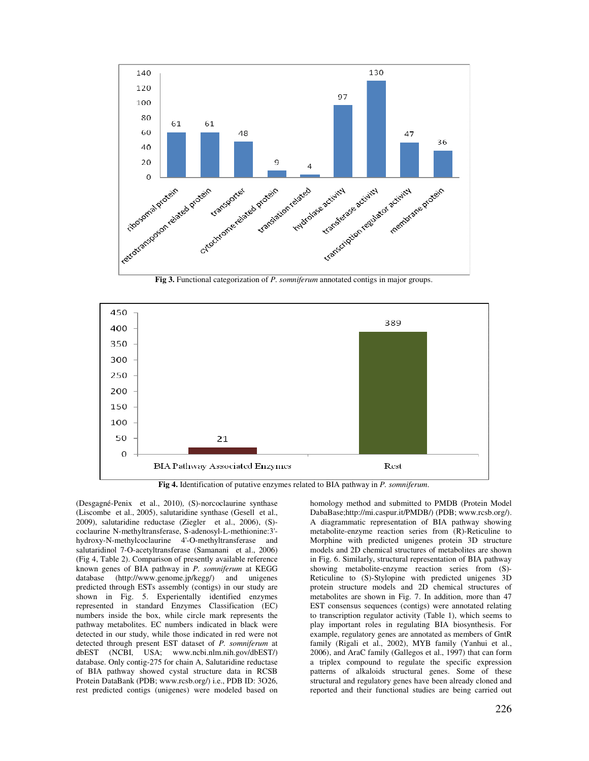Fig 3. Functional categorization of *P. somniferum* annotated contigs in major groups.

Fig 4. Identification of putative enzymes related to BIA pathway in *P. somniferum*.

(Desgagné-Penix et al., 2010), (S)-norcoclaurine synthase (Liscombe et al., 2005), salutaridine synthase (Gesell et al., 2009), salutaridine reductase (Ziegler et al., 2006), (S)-coclaurine N-methyltransferase, S-adenosyl-L-methionine:3'-hydroxy-N-methylcoclaurine 4'-O-methyltransferase and salutaridinol 7-O-acetyltransferase (Samanani et al., 2006) (Fig 4, Table 2). Comparison of presently available reference known genes of BIA pathway in *P. somniferum* at KEGG database (http://www.genome.jp/kegg/) and unigenes predicted through ESTs assembly (contigs) in our study are shown in Fig. 5. Experientally identified enzymes represented in standard Enzymes Classification (EC) numbers inside the box, while circle mark represents the pathway metabolites. EC numbers indicated in black were detected in our study, while those indicated in red were not detected through present EST dataset of *P. somniferum* at dbEST (NCBI, USA; www.ncbi.nlm.nih.gov/dbEST/) database. Only contig-275 for chain A, Salutaridine reductase of BIA pathway showed cystal structure data in RCSB Protein DataBank (PDB; www.rcsb.org/) i.e., PDB ID: 3O26, rest predicted contigs (unigenes) were modeled based on homology method and submitted to PMDB (Protein Model DabaBase;http://mi.caspur.it/PMDB/) (PDB; www.rcsb.org/). A diagrammatic representation of BIA pathway showing metabolite-enzyme reaction series from (R)-Reticuline to Morphine with predicted unigenes protein 3D structure models and 2D chemical structures of metabolites are shown in Fig. 6. Similarly, structural representation of BIA pathway showing metabolite-enzyme reaction series from (S)-Reticuline to (S)-Stylopine with predicted unigenes 3D protein structure models and 2D chemical structures of metabolites are shown in Fig. 7. In addition, more than 47 EST consensus sequences (contigs) were annotated relating to transcription regulator activity (Table 1), which seems to play important roles in regulating BIA biosynthesis. For example, regulatory genes are annotated as members of GntR family (Rigali et al., 2002), MYB family (Yanhui et al., 2006), and AraC family (Gallegos et al., 1997) that can form a triplex compound to regulate the specific expression patterns of alkaloids structural genes. Some of these structural and regulatory genes have been already cloned and reported and their functional studies are being carried out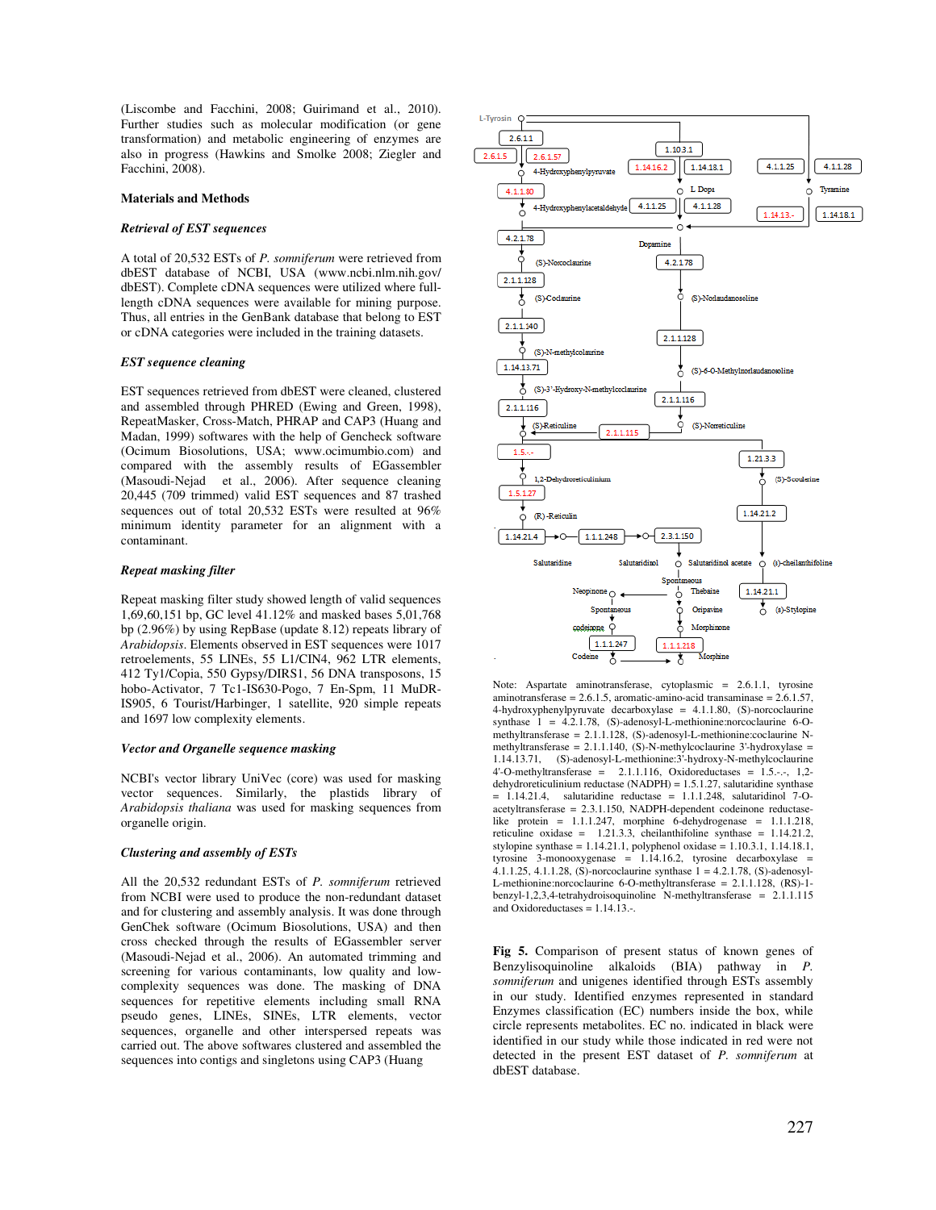(Liscombe and Facchini, 2008; Guirimand et al., 2010). Further studies such as molecular modification (or gene transformation) and metabolic engineering of enzymes are also in progress (Hawkins and Smolke 2008; Ziegler and Facchini, 2008).

## Materials and Methods

### *Retrieval of EST sequences*

A total of 20,532 ESTs of *P. somniferum* were retrieved from dbEST database of NCBI, USA (www.ncbi.nlm.nih.gov/dbEST). Complete cDNA sequences were utilized where full-length cDNA sequences were available for mining purpose. Thus, all entries in the GenBank database that belong to EST or cDNA categories were included in the training datasets.

### *EST sequence cleaning*

EST sequences retrieved from dbEST were cleaned, clustered and assembled through PHRED (Ewing and Green, 1998), RepeatMasker, Cross-Match, PHRAP and CAP3 (Huang and Madan, 1999) softwares with the help of Gencheck software (Ocimum Biosolutions, USA; www.ocimumbio.com) and compared with the assembly results of EGassembler (Masoudi-Nejad et al., 2006). After sequence cleaning 20,445 (709 trimmed) valid EST sequences and 87 trashed sequences out of total 20,532 ESTs were resulted at 96% minimum identity parameter for an alignment with a contaminant.

### *Repeat masking filter*

Repeat masking filter study showed length of valid sequences 1,69,60,151 bp, GC level 41.12% and masked bases 5,01,768 bp (2.96%) by using RepBase (update 8.12) repeats library of *Arabidopsis*. Elements observed in EST sequences were 1017 retroelements, 55 LINEs, 55 L1/CIN4, 962 LTR elements, 412 Ty1/Copia, 550 Gypsy/DIRS1, 56 DNA transposons, 15 hobo-Activator, 7 Tc1-IS630-Pogo, 7 En-Spm, 11 MuDR-IS905, 6 Tourist/Harbinger, 1 satellite, 920 simple repeats and 1697 low complexity elements.

### *Vector and Organelle sequence masking*

NCBI's vector library UniVec (core) was used for masking vector sequences. Similarly, the plastids library of *Arabidopsis thaliana* was used for masking sequences from organelle origin.

### *Clustering and assembly of ESTs*

All the 20,532 redundant ESTs of *P. somniferum* retrieved from NCBI were used to produce the non-redundant dataset and for clustering and assembly analysis. It was done through GenChek software (Ocimum Biosolutions, USA) and then cross checked through the results of EGassembler server (Masoudi-Nejad et al., 2006). An automated trimming and screening for various contaminants, low quality and low-complexity sequences was done. The masking of DNA sequences for repetitive elements including small RNA pseudo genes, LINEs, SINEs, LTR elements, vector sequences, organelle and other interspersed repeats was carried out. The above softwares clustered and assembled the sequences into contigs and singletons using CAP3 (Huang

Note: Aspartate aminotransferase, cytoplasmic = 2.6.1.1, tyrosine aminotransferase = 2.6.1.5, aromatic-amino-acid transaminase = 2.6.1.57, 4-hydroxyphenylpyruvate decarboxylase = 4.1.1.80, (S)-norcoclaurine synthase 1 = 4.2.1.78, (S)-adenosyl-L-methionine:norcoclaurine 6-O-methyltransferase = 2.1.1.128, (S)-adenosyl-L-methionine:coclaurine N-methyltransferase = 2.1.1.140, (S)-N-methylcoclaurine 3'-hydroxylase = 1.14.13.71, (S)-adenosyl-L-methionine:3'-hydroxy-N-methylcoclaurine 4'-O-methyltransferase = 2.1.1.116, Oxidoreductases = 1.5.-.-, 1,2-dehydroreticulinium reductase (NADPH) = 1.5.1.27, salutaridine synthase = 1.14.21.4, salutaridine reductase = 1.1.1.248, salutaridinol 7-O-acetyltransferase = 2.3.1.150, NADPH-dependent codeinone reductase-like protein = 1.1.1.247, morphine 6-dehydrogenase = 1.1.1.218, reticuline oxidase = 1.21.3.3, cheilanthifoline synthase = 1.14.21.2, stylopine synthase = 1.14.21.1, polyphenol oxidase = 1.10.3.1, 1.14.18.1, tyrosine 3-monooxygenase = 1.14.16.2, tyrosine decarboxylase = 4.1.1.25, 4.1.1.28, (S)-norcoclaurine synthase 1 = 4.2.1.78, (S)-adenosyl-L-methionine:norcoclaurine 6-O-methyltransferase = 2.1.1.128, (RS)-1-benzyl-1,2,3,4-tetrahydroisoquinoline N-methyltransferase = 2.1.1.115 and Oxidoreductases = 1.14.13.-.

**Fig 5.** Comparison of present status of known genes of Benzylisoquinoline alkaloids (BIA) pathway in *P. somniferum* and unigenes identified through ESTs assembly in our study. Identified enzymes represented in standard Enzymes classification (EC) numbers inside the box, while circle represents metabolites. EC no. indicated in black were identified in our study while those indicated in red were not detected in the present EST dataset of *P. somniferum* at dbEST database.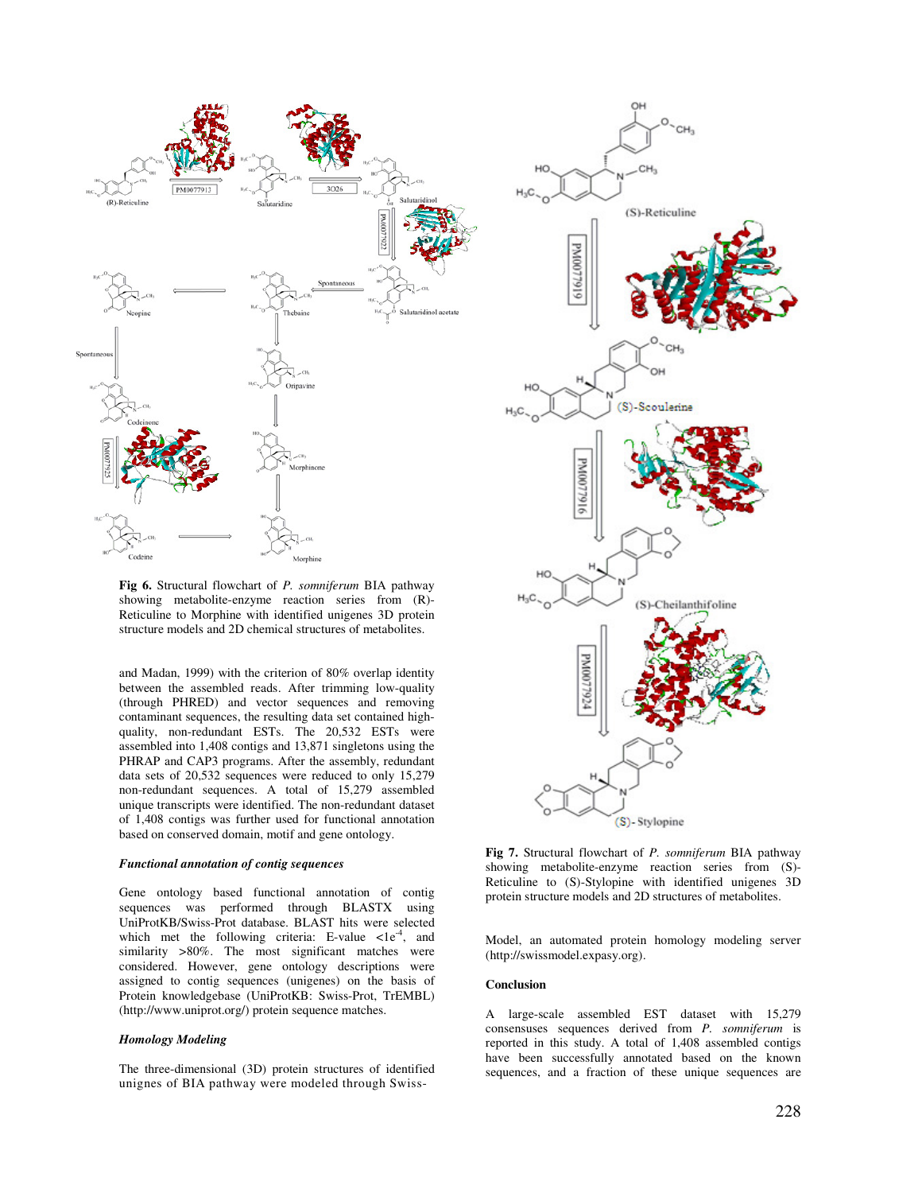**Fig 6.** Structural flowchart of *P. somniferum* BIA pathway showing metabolite-enzyme reaction series from (R)-Reticuline to Morphine with identified unigenes 3D protein structure models and 2D chemical structures of metabolites.

and Madan, 1999) with the criterion of 80% overlap identity between the assembled reads. After trimming low-quality (through PHRED) and vector sequences and removing contaminant sequences, the resulting data set contained high-quality, non-redundant ESTs. The 20,532 ESTs were assembled into 1,408 contigs and 13,871 singletons using the PHRAP and CAP3 programs. After the assembly, redundant data sets of 20,532 sequences were reduced to only 15,279 non-redundant sequences. A total of 15,279 assembled unique transcripts were identified. The non-redundant dataset of 1,408 contigs was further used for functional annotation based on conserved domain, motif and gene ontology.

### *Functional annotation of contig sequences*

Gene ontology based functional annotation of contig sequences was performed through BLASTX using UniProtKB/Swiss-Prot database. BLAST hits were selected which met the following criteria: E-value $<1e^{-4}$, and similarity >80%. The most significant matches were considered. However, gene ontology descriptions were assigned to contig sequences (unigenes) on the basis of Protein knowledgebase (UniProtKB: Swiss-Prot, TrEMBL) (http://www.uniprot.org/) protein sequence matches.

### *Homology Modeling*

The three-dimensional (3D) protein structures of identified unignes of BIA pathway were modeled through Swiss-Model, an automated protein homology modeling server (http://swissmodel.expasy.org).

**Fig 7.** Structural flowchart of *P. somniferum* BIA pathway showing metabolite-enzyme reaction series from (S)-Reticuline to (S)-Stylopine with identified unigenes 3D protein structure models and 2D structures of metabolites.

## Conclusion

A large-scale assembled EST dataset with 15,279 consensuses sequences derived from *P. somniferum* is reported in this study. A total of 1,408 assembled contigs have been successfully annotated based on the known sequences, and a fraction of these unique sequences are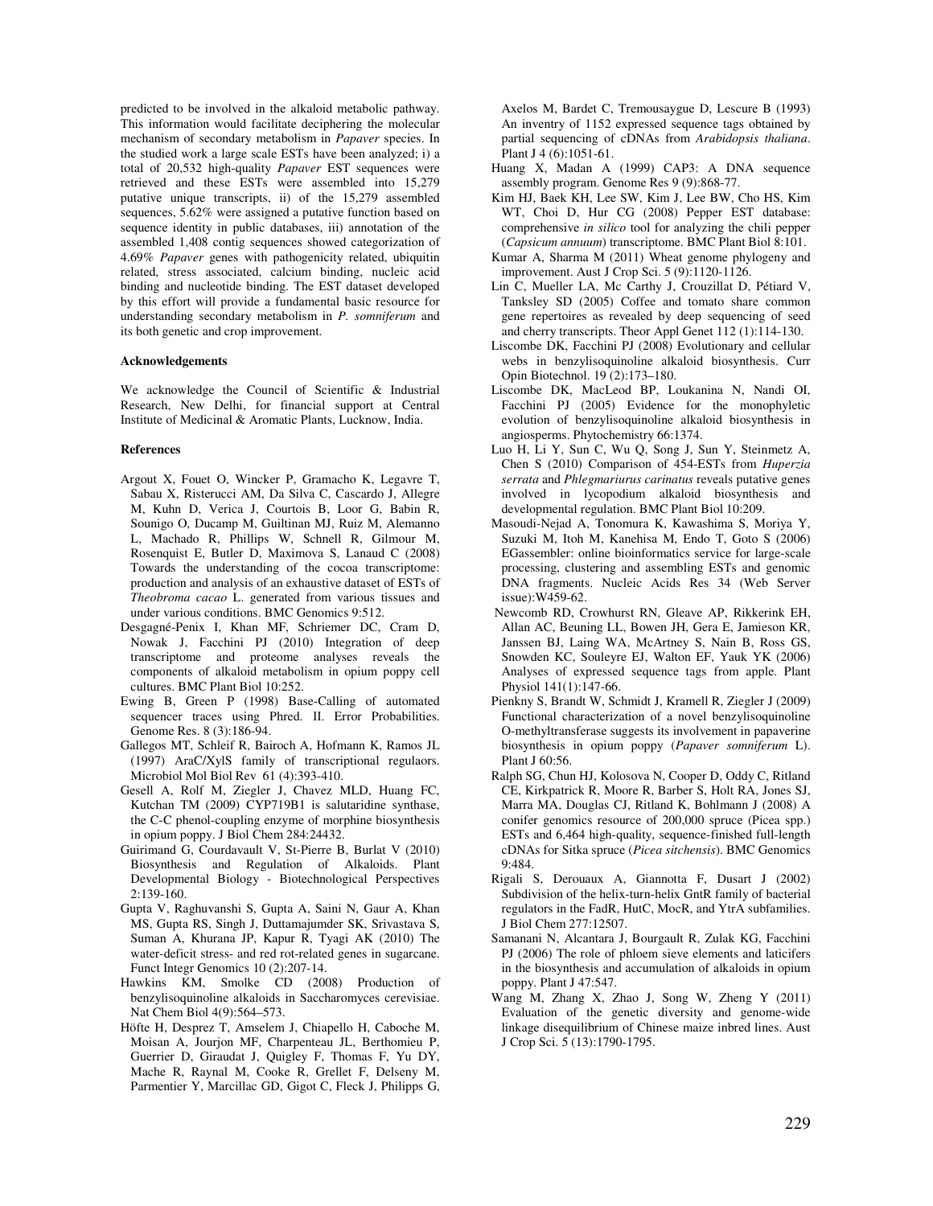predicted to be involved in the alkaloid metabolic pathway. This information would facilitate deciphering the molecular mechanism of secondary metabolism in *Papaver* species. In the studied work a large scale ESTs have been analyzed; i) a total of 20,532 high-quality *Papaver* EST sequences were retrieved and these ESTs were assembled into 15,279 putative unique transcripts, ii) of the 15,279 assembled sequences, 5.62% were assigned a putative function based on sequence identity in public databases, iii) annotation of the assembled 1,408 contig sequences showed categorization of 4.69% *Papaver* genes with pathogenicity related, ubiquitin related, stress associated, calcium binding, nucleic acid binding and nucleotide binding. The EST dataset developed by this effort will provide a fundamental basic resource for understanding secondary metabolism in *P. somniferum* and its both genetic and crop improvement.

### Acknowledgements

We acknowledge the Council of Scientific & Industrial Research, New Delhi, for financial support at Central Institute of Medicinal & Aromatic Plants, Lucknow, India.

### References

Argout X, Fouet O, Wincker P, Gramacho K, Legavre T, Sabau X, Risterucci AM, Da Silva C, Cascardo J, Allegre M, Kuhn D, Verica J, Courtois B, Loor G, Babin R, Sounigo O, Ducamp M, Guiltinan MJ, Ruiz M, Alemanno L, Machado R, Phillips W, Schnell R, Gilmour M, Rosenquist E, Butler D, Maximova S, Lanaud C (2008) Towards the understanding of the cocoa transcriptome: production and analysis of an exhaustive dataset of ESTs of *Theobroma cacao* L. generated from various tissues and under various conditions. BMC Genomics 9:512.

Desgagné-Penix I, Khan MF, Schriemer DC, Cram D, Nowak J, Facchini PJ (2010) Integration of deep transcriptome and proteome analyses reveals the components of alkaloid metabolism in opium poppy cell cultures. BMC Plant Biol 10:252.

Ewing B, Green P (1998) Base-Calling of automated sequencer traces using Phred. II. Error Probabilities. Genome Res. 8 (3):186-94.

Gallegos MT, Schleif R, Bairoch A, Hofmann K, Ramos JL (1997) AraC/XylS family of transcriptional regulaors. Microbiol Mol Biol Rev 61 (4):393-410.

Gesell A, Rolf M, Ziegler J, Chavez MLD, Huang FC, Kutchan TM (2009) CYP719B1 is salutaridine synthase, the C-C phenol-coupling enzyme of morphine biosynthesis in opium poppy. J Biol Chem 284:24432.

Guirimand G, Courdavault V, St-Pierre B, Burlat V (2010) Biosynthesis and Regulation of Alkaloids. Plant Developmental Biology - Biotechnological Perspectives 2:139-160.

Gupta V, Raghuvanshi S, Gupta A, Saini N, Gaur A, Khan MS, Gupta RS, Singh J, Duttamajumder SK, Srivastava S, Suman A, Khurana JP, Kapur R, Tyagi AK (2010) The water-deficit stress- and red rot-related genes in sugarcane. Funct Integr Genomics 10 (2):207-14.

Hawkins KM, Smolke CD (2008) Production of benzylisoquinoline alkaloids in Saccharomyces cerevisiae. Nat Chem Biol 4(9):564–573.

Höfte H, Desprez T, Amselem J, Chiapello H, Caboche M, Moisan A, Jourjon MF, Charpenteau JL, Berthomieu P, Guerrier D, Giraudat J, Quigley F, Thomas F, Yu DY, Mache R, Raynal M, Cooke R, Grellet F, Delseny M, Parmentier Y, Marcillac GD, Gigot C, Fleck J, Philipps G, Axelos M, Bardet C, Tremousaygue D, Lescure B (1993) An inventry of 1152 expressed sequence tags obtained by partial sequencing of cDNAs from *Arabidopsis thaliana*. Plant J 4 (6):1051-61.

Huang X, Madan A (1999) CAP3: A DNA sequence assembly program. Genome Res 9 (9):868-77.

Kim HJ, Baek KH, Lee SW, Kim J, Lee BW, Cho HS, Kim WT, Choi D, Hur CG (2008) Pepper EST database: comprehensive *in silico* tool for analyzing the chili pepper (*Capsicum annuum*) transcriptome. BMC Plant Biol 8:101.

Kumar A, Sharma M (2011) Wheat genome phylogeny and improvement. Aust J Crop Sci. 5 (9):1120-1126.

Lin C, Mueller LA, Mc Carthy J, Crouzillat D, Pétiard V, Tanksley SD (2005) Coffee and tomato share common gene repertoires as revealed by deep sequencing of seed and cherry transcripts. Theor Appl Genet 112 (1):114-130.

Liscombe DK, Facchini PJ (2008) Evolutionary and cellular webs in benzylisoquinoline alkaloid biosynthesis. Curr Opin Biotechnol. 19 (2):173–180.

Liscombe DK, MacLeod BP, Loukanina N, Nandi OI, Facchini PJ (2005) Evidence for the monophyletic evolution of benzylisoquinoline alkaloid biosynthesis in angiosperms. Phytochemistry 66:1374.

Luo H, Li Y, Sun C, Wu Q, Song J, Sun Y, Steinmetz A, Chen S (2010) Comparison of 454-ESTs from *Huperzia serrata* and *Phlegmariurus carinatus* reveals putative genes involved in lycopodium alkaloid biosynthesis and developmental regulation. BMC Plant Biol 10:209.

Masoudi-Nejad A, Tonomura K, Kawashima S, Moriya Y, Suzuki M, Itoh M, Kanehisa M, Endo T, Goto S (2006) EGassembler: online bioinformatics service for large-scale processing, clustering and assembling ESTs and genomic DNA fragments. Nucleic Acids Res 34 (Web Server issue):W459-62.

Newcomb RD, Crowhurst RN, Gleave AP, Rikkerink EH, Allan AC, Beuning LL, Bowen JH, Gera E, Jamieson KR, Janssen BJ, Laing WA, McArtney S, Nain B, Ross GS, Snowden KC, Souleyre EJ, Walton EF, Yauk YK (2006) Analyses of expressed sequence tags from apple. Plant Physiol 141(1):147-66.

Pienkny S, Brandt W, Schmidt J, Kramell R, Ziegler J (2009) Functional characterization of a novel benzylisoquinoline O-methyltransferase suggests its involvement in papaverine biosynthesis in opium poppy (*Papaver somniferum* L). Plant J 60:56.

Ralph SG, Chun HJ, Kolosova N, Cooper D, Oddy C, Ritland CE, Kirkpatrick R, Moore R, Barber S, Holt RA, Jones SJ, Marra MA, Douglas CJ, Ritland K, Bohlmann J (2008) A conifer genomics resource of 200,000 spruce (Picea spp.) ESTs and 6,464 high-quality, sequence-finished full-length cDNAs for Sitka spruce (*Picea sitchensis*). BMC Genomics 9:484.

Rigali S, Derouaux A, Giannotta F, Dusart J (2002) Subdivision of the helix-turn-helix GntR family of bacterial regulators in the FadR, HutC, MocR, and YtrA subfamilies. J Biol Chem 277:12507.

Samanani N, Alcantara J, Bourgault R, Zulak KG, Facchini PJ (2006) The role of phloem sieve elements and laticifers in the biosynthesis and accumulation of alkaloids in opium poppy. Plant J 47:547.

Wang M, Zhang X, Zhao J, Song W, Zheng Y (2011) Evaluation of the genetic diversity and genome-wide linkage disequilibrium of Chinese maize inbred lines. Aust J Crop Sci. 5 (13):1790-1795.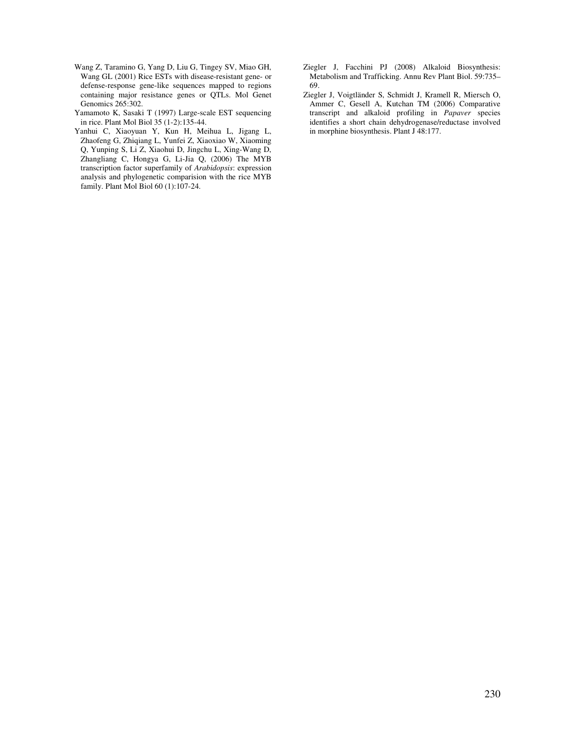Wang Z, Taramino G, Yang D, Liu G, Tingey SV, Miao GH, Wang GL (2001) Rice ESTs with disease-resistant gene- or defense-response gene-like sequences mapped to regions containing major resistance genes or QTLs. Mol Genet Genomics 265:302.

Yamamoto K, Sasaki T (1997) Large-scale EST sequencing in rice. Plant Mol Biol 35 (1-2):135-44.

Yanhui C, Xiaoyuan Y, Kun H, Meihua L, Jigang L, Zhaofeng G, Zhiqiang L, Yunfei Z, Xiaoxiao W, Xiaoming Q, Yunping S, Li Z, Xiaohui D, Jingchu L, Xing-Wang D, Zhangliang C, Hongya G, Li-Jia Q, (2006) The MYB transcription factor superfamily of *Arabidopsis*: expression analysis and phylogenetic comparision with the rice MYB family. Plant Mol Biol 60 (1):107-24.

Ziegler J, Facchini PJ (2008) Alkaloid Biosynthesis: Metabolism and Trafficking. Annu Rev Plant Biol. 59:735–69.

Ziegler J, Voigtländer S, Schmidt J, Kramell R, Miersch O, Ammer C, Gesell A, Kutchan TM (2006) Comparative transcript and alkaloid profiling in *Papaver* species identifies a short chain dehydrogenase/reductase involved in morphine biosynthesis. Plant J 48:177.